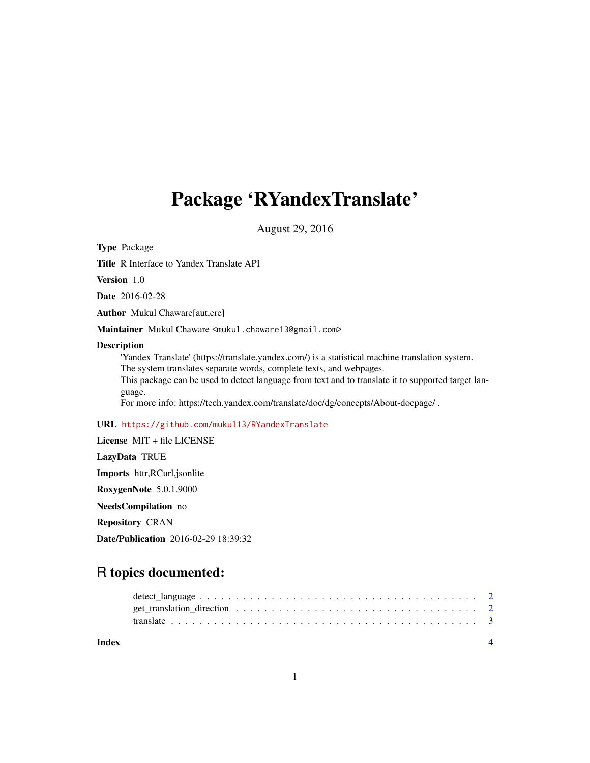# Package 'RYandexTranslate'

August 29, 2016

**Type** Package

**Title** R Interface to Yandex Translate API

**Version** 1.0

**Date** 2016-02-28

**Author** Mukul Chaware[aut,cre]

**Maintainer** Mukul Chaware <mukul.chaware13@gmail.com>

**Description**
'Yandex Translate' (https://translate.yandex.com/) is a statistical machine translation system.
The system translates separate words, complete texts, and webpages.
This package can be used to detect language from text and to translate it to supported target language.
For more info: https://tech.yandex.com/translate/doc/dg/concepts/About-docpage/ .

**URL** https://github.com/mukul13/RYandexTranslate

**License** MIT + file LICENSE

**LazyData** TRUE

**Imports** httr,RCurl,jsonlite

**RoxygenNote** 5.0.1.9000

**NeedsCompilation** no

**Repository** CRAN

**Date/Publication** 2016-02-29 18:39:32

## R topics documented:

- detect_language . . . . . . . . . . . . . . . . . . . . . . . . . . . . . . . . . . . . . . 2
- get_translation_direction . . . . . . . . . . . . . . . . . . . . . . . . . . . . . . . . . 2
- translate . . . . . . . . . . . . . . . . . . . . . . . . . . . . . . . . . . . . . . . . . . 3

**Index** **4**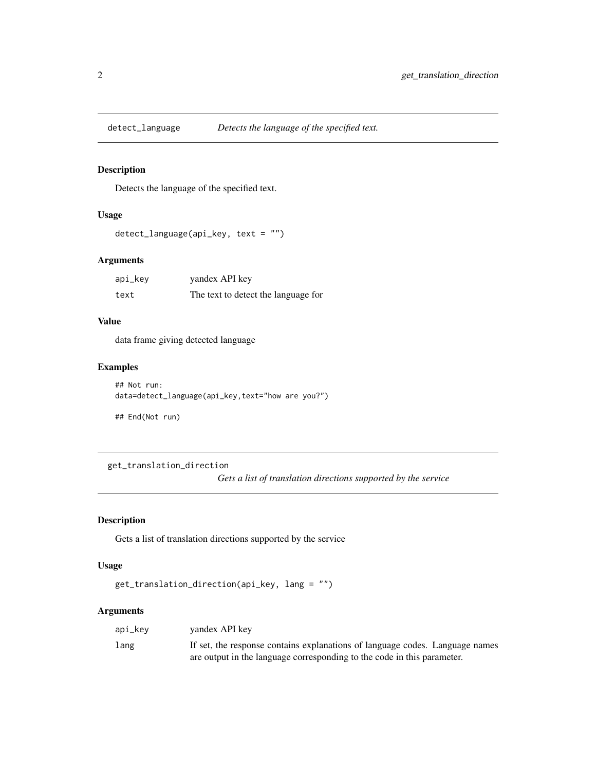## detect_language *Detects the language of the specified text.*

### Description

Detects the language of the specified text.

### Usage

```
detect_language(api_key, text = "")
```

### Arguments

| | |
|---|---|
| api_key | yandex API key |
| text | The text to detect the language for |

### Value

data frame giving detected language

### Examples

```
## Not run:
data=detect_language(api_key,text="how are you?")

## End(Not run)
```

## get_translation_direction *Gets a list of translation directions supported by the service*

### Description

Gets a list of translation directions supported by the service

### Usage

```
get_translation_direction(api_key, lang = "")
```

### Arguments

| | |
|---|---|
| api_key | yandex API key |
| lang | If set, the response contains explanations of language codes. Language names are output in the language corresponding to the code in this parameter. |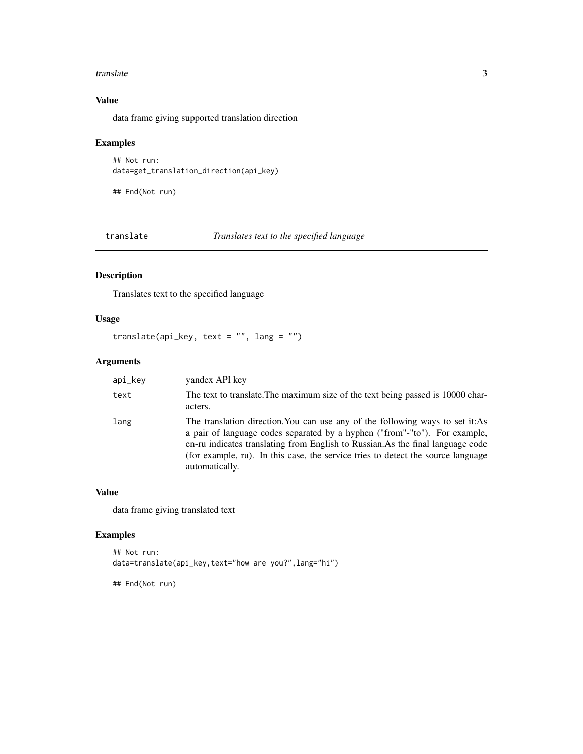### Value

data frame giving supported translation direction

### Examples

```
## Not run:
data=get_translation_direction(api_key)

## End(Not run)
```

---

## translate — *Translates text to the specified language*

---

### Description

Translates text to the specified language

### Usage

```
translate(api_key, text = "", lang = "")
```

### Arguments

| | |
|---|---|
| api_key | yandex API key |
| text | The text to translate.The maximum size of the text being passed is 10000 characters. |
| lang | The translation direction.You can use any of the following ways to set it:As a pair of language codes separated by a hyphen ("from"-"to"). For example, en-ru indicates translating from English to Russian.As the final language code (for example, ru). In this case, the service tries to detect the source language automatically. |

### Value

data frame giving translated text

### Examples

```
## Not run:
data=translate(api_key,text="how are you?",lang="hi")

## End(Not run)
```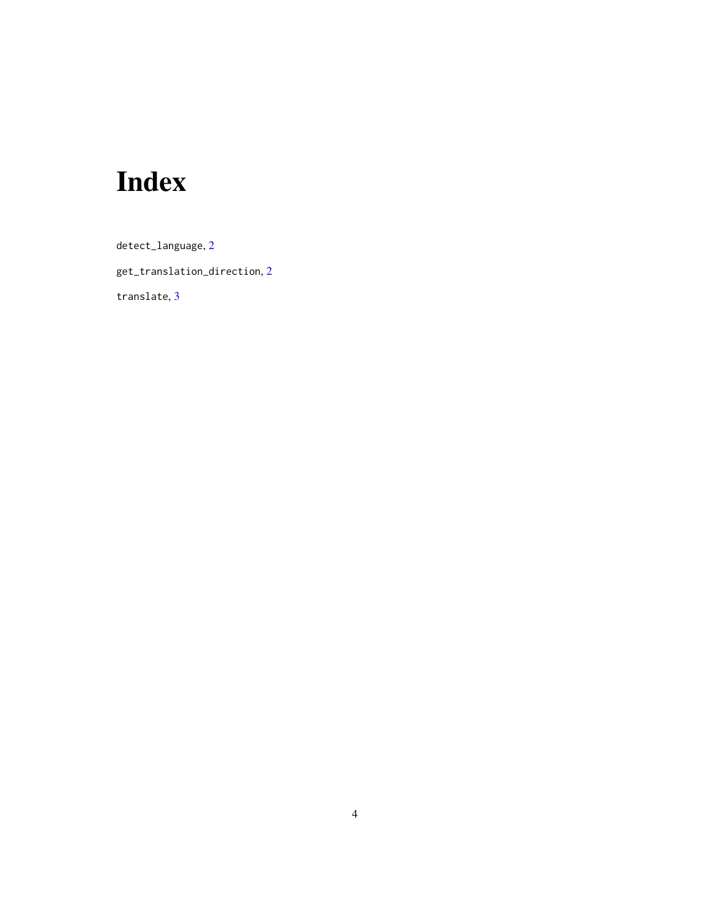# Index

detect_language, 2

get_translation_direction, 2

translate, 3